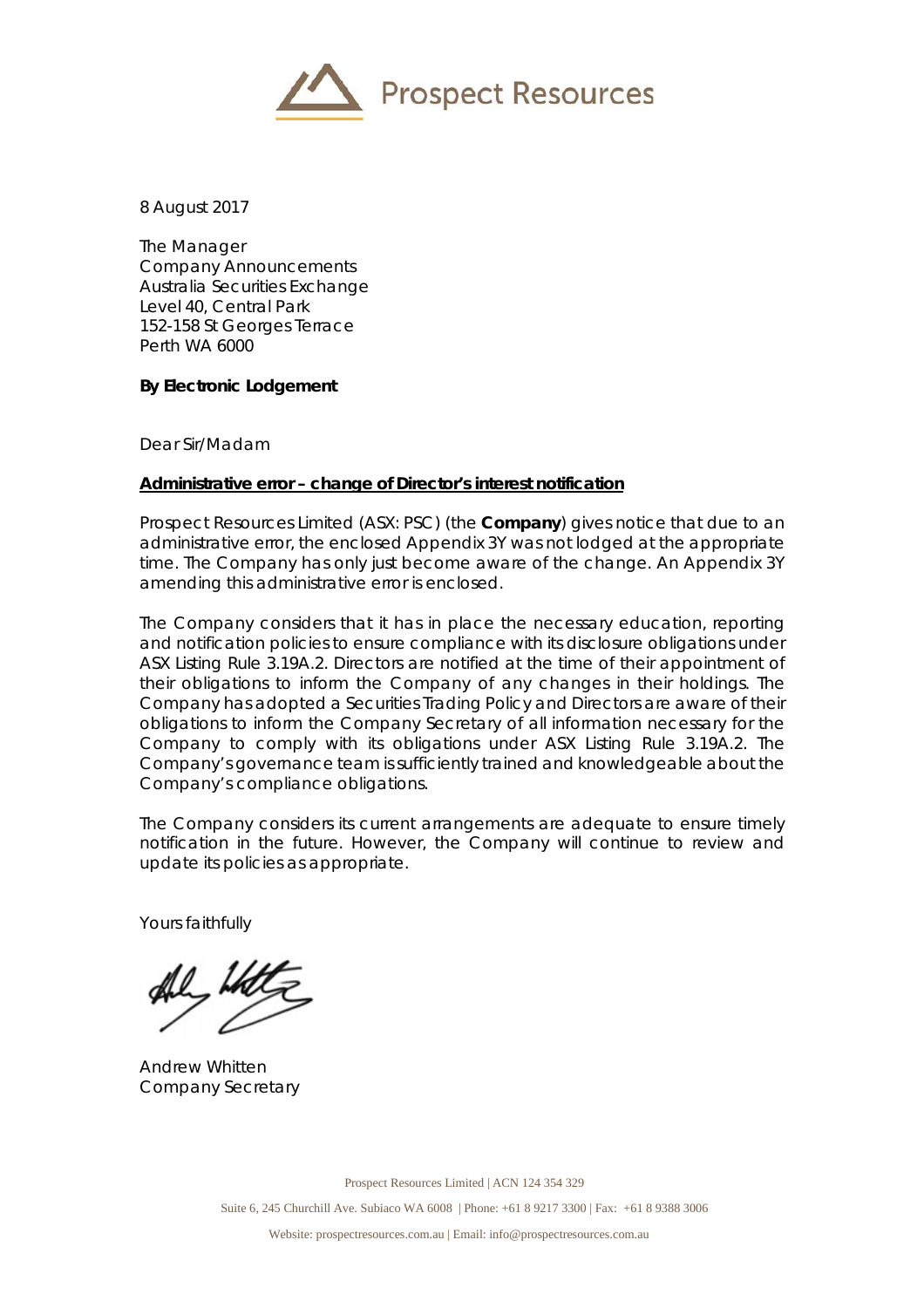Prospect Resources

8 August 2017

The Manager
Company Announcements
Australia Securities Exchange
Level 40, Central Park
152-158 St Georges Terrace
Perth WA 6000

**By Electronic Lodgement**

Dear Sir/Madam

**Administrative error – change of Director's interest notification**

Prospect Resources Limited (ASX: PSC) (the **Company**) gives notice that due to an administrative error, the enclosed Appendix 3Y was not lodged at the appropriate time. The Company has only just become aware of the change. An Appendix 3Y amending this administrative error is enclosed.

The Company considers that it has in place the necessary education, reporting and notification policies to ensure compliance with its disclosure obligations under ASX Listing Rule 3.19A.2. Directors are notified at the time of their appointment of their obligations to inform the Company of any changes in their holdings. The Company has adopted a Securities Trading Policy and Directors are aware of their obligations to inform the Company Secretary of all information necessary for the Company to comply with its obligations under ASX Listing Rule 3.19A.2. The Company's governance team is sufficiently trained and knowledgeable about the Company's compliance obligations.

The Company considers its current arrangements are adequate to ensure timely notification in the future. However, the Company will continue to review and update its policies as appropriate.

Yours faithfully

Andrew Whitten
Company Secretary

Prospect Resources Limited | ACN 124 354 329

Suite 6, 245 Churchill Ave. Subiaco WA 6008 | Phone: +61 8 9217 3300 | Fax: +61 8 9388 3006

Website: prospectresources.com.au | Email: info@prospectresources.com.au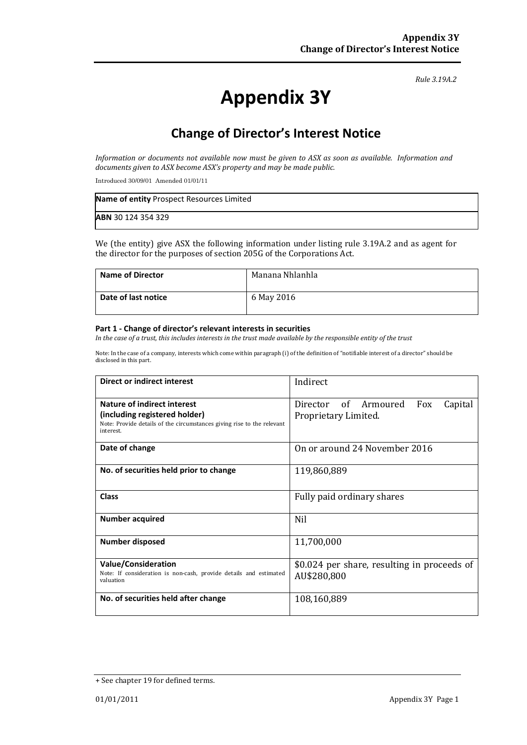*Rule 3.19A.2*

# Appendix 3Y

## Change of Director's Interest Notice

*Information or documents not available now must be given to ASX as soon as available. Information and documents given to ASX become ASX's property and may be made public.*

Introduced 30/09/01 Amended 01/01/11

| **Name of entity** Prospect Resources Limited |
|---|
| **ABN** 30 124 354 329 |

We (the entity) give ASX the following information under listing rule 3.19A.2 and as agent for the director for the purposes of section 205G of the Corporations Act.

| **Name of Director** | Manana Nhlanhla |
|---|---|
| **Date of last notice** | 6 May 2016 |

**Part 1 - Change of director's relevant interests in securities**

*In the case of a trust, this includes interests in the trust made available by the responsible entity of the trust*

Note: In the case of a company, interests which come within paragraph (i) of the definition of "notifiable interest of a director" should be disclosed in this part.

| **Direct or indirect interest** | Indirect |
|---|---|
| **Nature of indirect interest (including registered holder)** Note: Provide details of the circumstances giving rise to the relevant interest. | Director of Armoured Fox Capital Proprietary Limited. |
| **Date of change** | On or around 24 November 2016 |
| **No. of securities held prior to change** | 119,860,889 |
| **Class** | Fully paid ordinary shares |
| **Number acquired** | Nil |
| **Number disposed** | 11,700,000 |
| **Value/Consideration** Note: If consideration is non-cash, provide details and estimated valuation | \$0.024 per share, resulting in proceeds of AU\$280,800 |
| **No. of securities held after change** | 108,160,889 |

+ See chapter 19 for defined terms.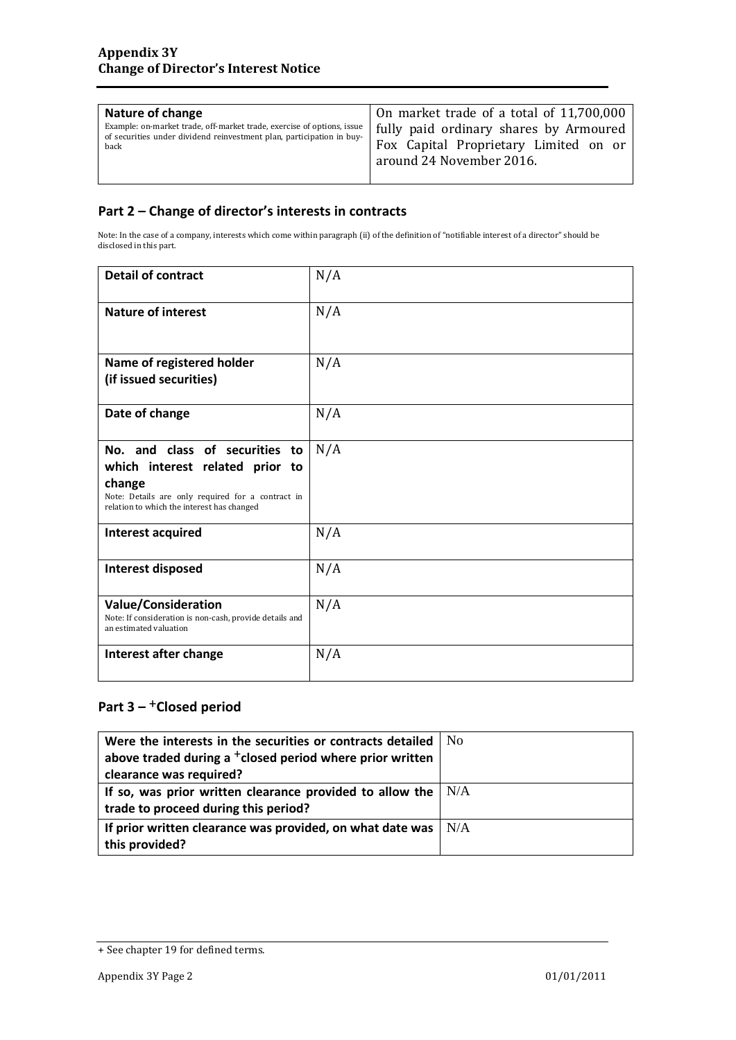| | |
|---|---|
| **Nature of change**<br>Example: on-market trade, off-market trade, exercise of options, issue of securities under dividend reinvestment plan, participation in buy-back | On market trade of a total of 11,700,000 fully paid ordinary shares by Armoured Fox Capital Proprietary Limited on or around 24 November 2016. |

## Part 2 – Change of director's interests in contracts

Note: In the case of a company, interests which come within paragraph (ii) of the definition of "notifiable interest of a director" should be disclosed in this part.

| | |
|---|---|
| **Detail of contract** | N/A |
| **Nature of interest** | N/A |
| **Name of registered holder (if issued securities)** | N/A |
| **Date of change** | N/A |
| **No. and class of securities to which interest related prior to change**<br>Note: Details are only required for a contract in relation to which the interest has changed | N/A |
| **Interest acquired** | N/A |
| **Interest disposed** | N/A |
| **Value/Consideration**<br>Note: If consideration is non-cash, provide details and an estimated valuation | N/A |
| **Interest after change** | N/A |

## Part 3 – +Closed period

| | |
|---|---|
| **Were the interests in the securities or contracts detailed above traded during a +closed period where prior written clearance was required?** | No |
| **If so, was prior written clearance provided to allow the trade to proceed during this period?** | N/A |
| **If prior written clearance was provided, on what date was this provided?** | N/A |

+ See chapter 19 for defined terms.